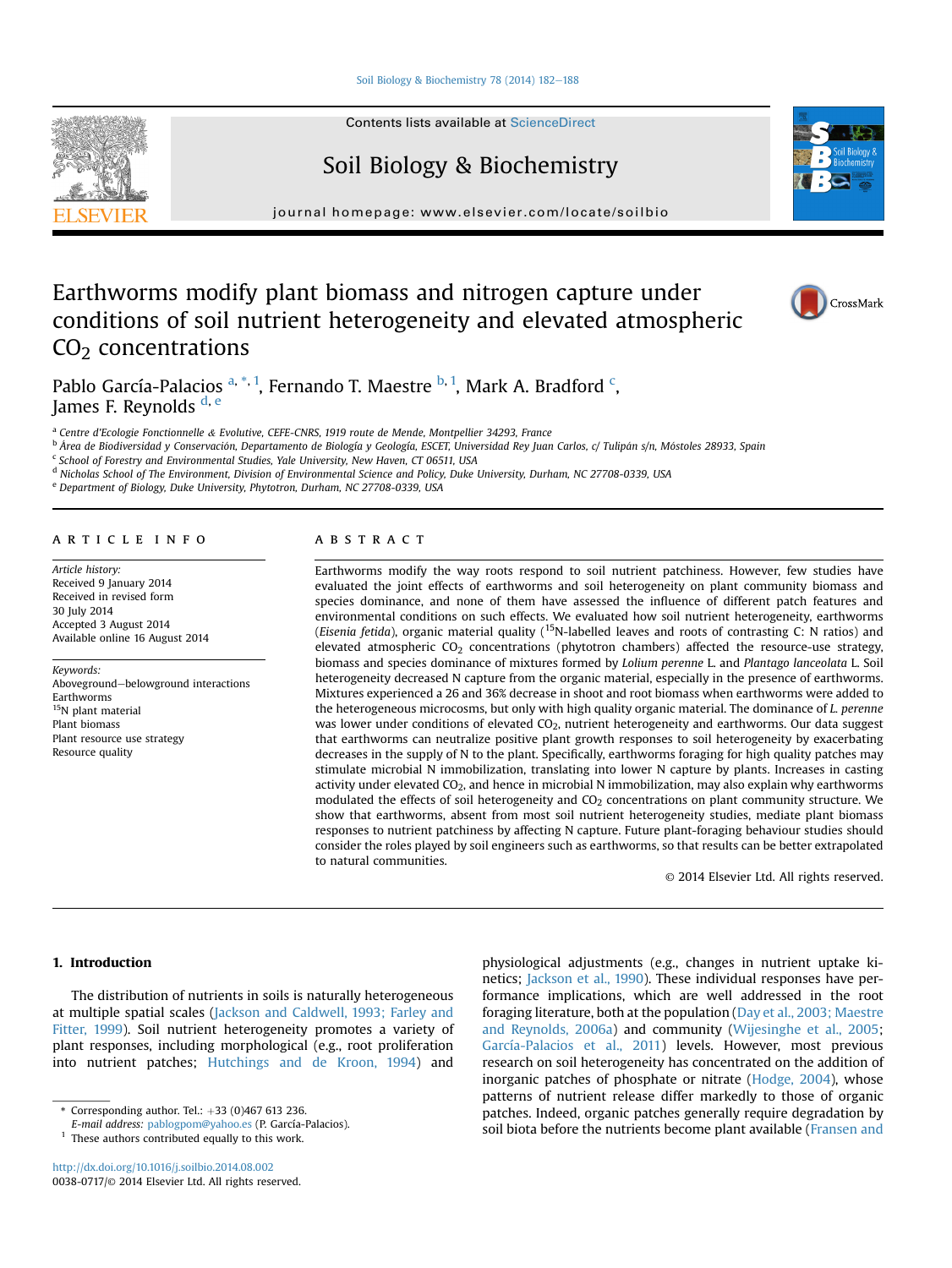# Earthworms modify plant biomass and nitrogen capture under conditions of soil nutrient heterogeneity and elevated atmospheric $CO_2$ concentrations

Pablo García-Palacios [a,*,1], Fernando T. Maestre [b,1], Mark A. Bradford [c], James F. Reynolds [d,e]

[a] Centre d'Ecologie Fonctionnelle & Evolutive, CEFE-CNRS, 1919 route de Mende, Montpellier 34293, France
[b] Área de Biodiversidad y Conservación, Departamento de Biología y Geología, ESCET, Universidad Rey Juan Carlos, c/ Tulipán s/n, Móstoles 28933, Spain
[c] School of Forestry and Environmental Studies, Yale University, New Haven, CT 06511, USA
[d] Nicholas School of The Environment, Division of Environmental Science and Policy, Duke University, Durham, NC 27708-0339, USA
[e] Department of Biology, Duke University, Phytotron, Durham, NC 27708-0339, USA

## ARTICLE INFO

*Article history:*
Received 9 January 2014
Received in revised form 30 July 2014
Accepted 3 August 2014
Available online 16 August 2014

*Keywords:*
Aboveground–belowground interactions
Earthworms
$^{15}N$ plant material
Plant biomass
Plant resource use strategy
Resource quality

## ABSTRACT

Earthworms modify the way roots respond to soil nutrient patchiness. However, few studies have evaluated the joint effects of earthworms and soil heterogeneity on plant community biomass and species dominance, and none of them have assessed the influence of different patch features and environmental conditions on such effects. We evaluated how soil nutrient heterogeneity, earthworms (*Eisenia fetida*), organic material quality ($^{15}N$-labelled leaves and roots of contrasting C: N ratios) and elevated atmospheric $CO_2$ concentrations (phytotron chambers) affected the resource-use strategy, biomass and species dominance of mixtures formed by *Lolium perenne* L. and *Plantago lanceolata* L. Soil heterogeneity decreased N capture from the organic material, especially in the presence of earthworms. Mixtures experienced a 26 and 36% decrease in shoot and root biomass when earthworms were added to the heterogeneous microcosms, but only with high quality organic material. The dominance of *L. perenne* was lower under conditions of elevated $CO_2$, nutrient heterogeneity and earthworms. Our data suggest that earthworms can neutralize positive plant growth responses to soil heterogeneity by exacerbating decreases in the supply of N to the plant. Specifically, earthworms foraging for high quality patches may stimulate microbial N immobilization, translating into lower N capture by plants. Increases in casting activity under elevated $CO_2$, and hence in microbial N immobilization, may also explain why earthworms modulated the effects of soil heterogeneity and $CO_2$ concentrations on plant community structure. We show that earthworms, absent from most soil nutrient heterogeneity studies, mediate plant biomass responses to nutrient patchiness by affecting N capture. Future plant-foraging behaviour studies should consider the roles played by soil engineers such as earthworms, so that results can be better extrapolated to natural communities.

© 2014 Elsevier Ltd. All rights reserved.

## 1. Introduction

The distribution of nutrients in soils is naturally heterogeneous at multiple spatial scales (Jackson and Caldwell, 1993; Farley and Fitter, 1999). Soil nutrient heterogeneity promotes a variety of plant responses, including morphological (e.g., root proliferation into nutrient patches; Hutchings and de Kroon, 1994) and physiological adjustments (e.g., changes in nutrient uptake kinetics; Jackson et al., 1990). These individual responses have performance implications, which are well addressed in the root foraging literature, both at the population (Day et al., 2003; Maestre and Reynolds, 2006a) and community (Wijesinghe et al., 2005; García-Palacios et al., 2011) levels. However, most previous research on soil heterogeneity has concentrated on the addition of inorganic patches of phosphate or nitrate (Hodge, 2004), whose patterns of nutrient release differ markedly to those of organic patches. Indeed, organic patches generally require degradation by soil biota before the nutrients become plant available (Fransen and

---

\* Corresponding author. Tel.: +33 (0)467 613 236.
*E-mail address:* pablogpom@yahoo.es (P. García-Palacios).
[1] These authors contributed equally to this work.

http://dx.doi.org/10.1016/j.soilbio.2014.08.002
0038-0717/© 2014 Elsevier Ltd. All rights reserved.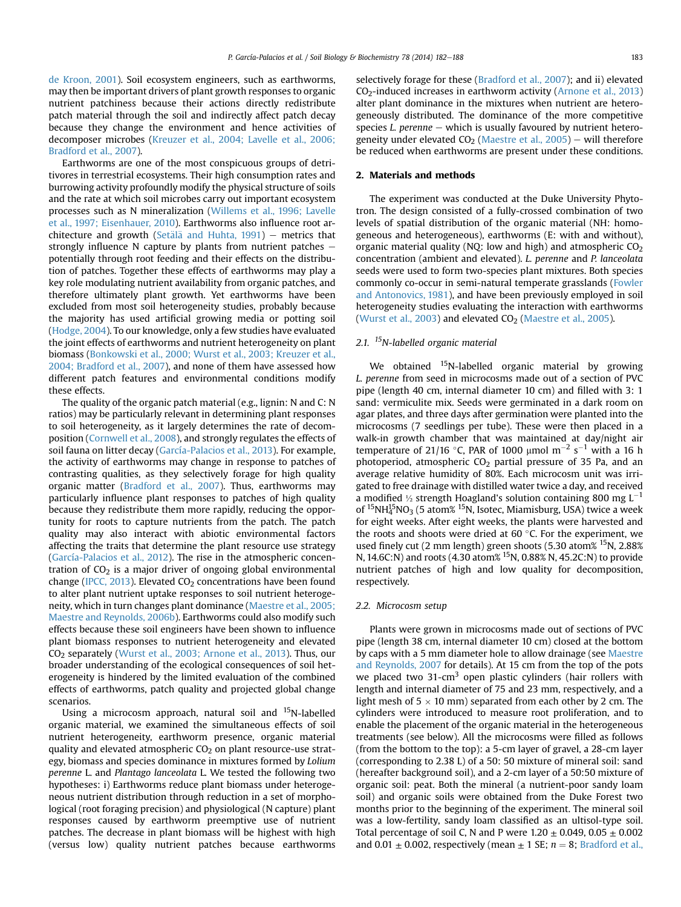de Kroon, 2001). Soil ecosystem engineers, such as earthworms, may then be important drivers of plant growth responses to organic nutrient patchiness because their actions directly redistribute patch material through the soil and indirectly affect patch decay because they change the environment and hence activities of decomposer microbes (Kreuzer et al., 2004; Lavelle et al., 2006; Bradford et al., 2007).

Earthworms are one of the most conspicuous groups of detritivores in terrestrial ecosystems. Their high consumption rates and burrowing activity profoundly modify the physical structure of soils and the rate at which soil microbes carry out important ecosystem processes such as N mineralization (Willems et al., 1996; Lavelle et al., 1997; Eisenhauer, 2010). Earthworms also influence root architecture and growth (Setälä and Huhta, 1991) – metrics that strongly influence N capture by plants from nutrient patches – potentially through root feeding and their effects on the distribution of patches. Together these effects of earthworms may play a key role modulating nutrient availability from organic patches, and therefore ultimately plant growth. Yet earthworms have been excluded from most soil heterogeneity studies, probably because the majority has used artificial growing media or potting soil (Hodge, 2004). To our knowledge, only a few studies have evaluated the joint effects of earthworms and nutrient heterogeneity on plant biomass (Bonkowski et al., 2000; Wurst et al., 2003; Kreuzer et al., 2004; Bradford et al., 2007), and none of them have assessed how different patch features and environmental conditions modify these effects.

The quality of the organic patch material (e.g., lignin: N and C: N ratios) may be particularly relevant in determining plant responses to soil heterogeneity, as it largely determines the rate of decomposition (Cornwell et al., 2008), and strongly regulates the effects of soil fauna on litter decay (García-Palacios et al., 2013). For example, the activity of earthworms may change in response to patches of contrasting qualities, as they selectively forage for high quality organic matter (Bradford et al., 2007). Thus, earthworms may particularly influence plant responses to patches of high quality because they redistribute them more rapidly, reducing the opportunity for roots to capture nutrients from the patch. The patch quality may also interact with abiotic environmental factors affecting the traits that determine the plant resource use strategy (García-Palacios et al., 2012). The rise in the atmospheric concentration of $CO_2$ is a major driver of ongoing global environmental change (IPCC, 2013). Elevated $CO_2$ concentrations have been found to alter plant nutrient uptake responses to soil nutrient heterogeneity, which in turn changes plant dominance (Maestre et al., 2005; Maestre and Reynolds, 2006b). Earthworms could also modify such effects because these soil engineers have been shown to influence plant biomass responses to nutrient heterogeneity and elevated $CO_2$ separately (Wurst et al., 2003; Arnone et al., 2013). Thus, our broader understanding of the ecological consequences of soil heterogeneity is hindered by the limited evaluation of the combined effects of earthworms, patch quality and projected global change scenarios.

Using a microcosm approach, natural soil and $^{15}N$-labelled organic material, we examined the simultaneous effects of soil nutrient heterogeneity, earthworm presence, organic material quality and elevated atmospheric $CO_2$ on plant resource-use strategy, biomass and species dominance in mixtures formed by *Lolium perenne* L. and *Plantago lanceolata* L. We tested the following two hypotheses: i) Earthworms reduce plant biomass under heterogeneous nutrient distribution through reduction in a set of morphological (root foraging precision) and physiological (N capture) plant responses caused by earthworm preemptive use of nutrient patches. The decrease in plant biomass will be highest with high (versus low) quality nutrient patches because earthworms selectively forage for these (Bradford et al., 2007); and ii) elevated $CO_2$-induced increases in earthworm activity (Arnone et al., 2013) alter plant dominance in the mixtures when nutrient are heterogeneously distributed. The dominance of the more competitive species *L. perenne* – which is usually favoured by nutrient heterogeneity under elevated $CO_2$ (Maestre et al., 2005) – will therefore be reduced when earthworms are present under these conditions.

## 2. Materials and methods

The experiment was conducted at the Duke University Phytotron. The design consisted of a fully-crossed combination of two levels of spatial distribution of the organic material (NH: homogeneous and heterogeneous), earthworms (E: with and without), organic material quality (NQ: low and high) and atmospheric $CO_2$ concentration (ambient and elevated). *L. perenne* and *P. lanceolata* seeds were used to form two-species plant mixtures. Both species commonly co-occur in semi-natural temperate grasslands (Fowler and Antonovics, 1981), and have been previously employed in soil heterogeneity studies evaluating the interaction with earthworms (Wurst et al., 2003) and elevated $CO_2$ (Maestre et al., 2005).

### 2.1. $^{15}N$-labelled organic material

We obtained $^{15}N$-labelled organic material by growing *L. perenne* from seed in microcosms made out of a section of PVC pipe (length 40 cm, internal diameter 10 cm) and filled with 3: 1 sand: vermiculite mix. Seeds were germinated in a dark room on agar plates, and three days after germination were planted into the microcosms (7 seedlings per tube). These were then placed in a walk-in growth chamber that was maintained at day/night air temperature of 21/16 °C, PAR of 1000 μmol $m^{-2}$ $s^{-1}$ with a 16 h photoperiod, atmospheric $CO_2$ partial pressure of 35 Pa, and an average relative humidity of 80%. Each microcosm unit was irrigated to free drainage with distilled water twice a day, and received a modified ½ strength Hoagland's solution containing 800 mg $L^{-1}$ of $^{15}NH_4^{15}NO_3$ (5 atom% $^{15}N$, Isotec, Miamisburg, USA) twice a week for eight weeks. After eight weeks, the plants were harvested and the roots and shoots were dried at 60 °C. For the experiment, we used finely cut (2 mm length) green shoots (5.30 atom% $^{15}N$, 2.88% N, 14.6C:N) and roots (4.30 atom% $^{15}N$, 0.88% N, 45.2C:N) to provide nutrient patches of high and low quality for decomposition, respectively.

### 2.2. Microcosm setup

Plants were grown in microcosms made out of sections of PVC pipe (length 38 cm, internal diameter 10 cm) closed at the bottom by caps with a 5 mm diameter hole to allow drainage (see Maestre and Reynolds, 2007 for details). At 15 cm from the top of the pots we placed two 31-$cm^3$ open plastic cylinders (hair rollers with length and internal diameter of 75 and 23 mm, respectively, and a light mesh of 5 × 10 mm) separated from each other by 2 cm. The cylinders were introduced to measure root proliferation, and to enable the placement of the organic material in the heterogeneous treatments (see below). All the microcosms were filled as follows (from the bottom to the top): a 5-cm layer of gravel, a 28-cm layer (corresponding to 2.38 L) of a 50: 50 mixture of mineral soil: sand (hereafter background soil), and a 2-cm layer of a 50:50 mixture of organic soil: peat. Both the mineral (a nutrient-poor sandy loam soil) and organic soils were obtained from the Duke Forest two months prior to the beginning of the experiment. The mineral soil was a low-fertility, sandy loam classified as an ultisol-type soil. Total percentage of soil C, N and P were 1.20 ± 0.049, 0.05 ± 0.002 and 0.01 ± 0.002, respectively (mean ± 1 SE; $n = 8$; Bradford et al.,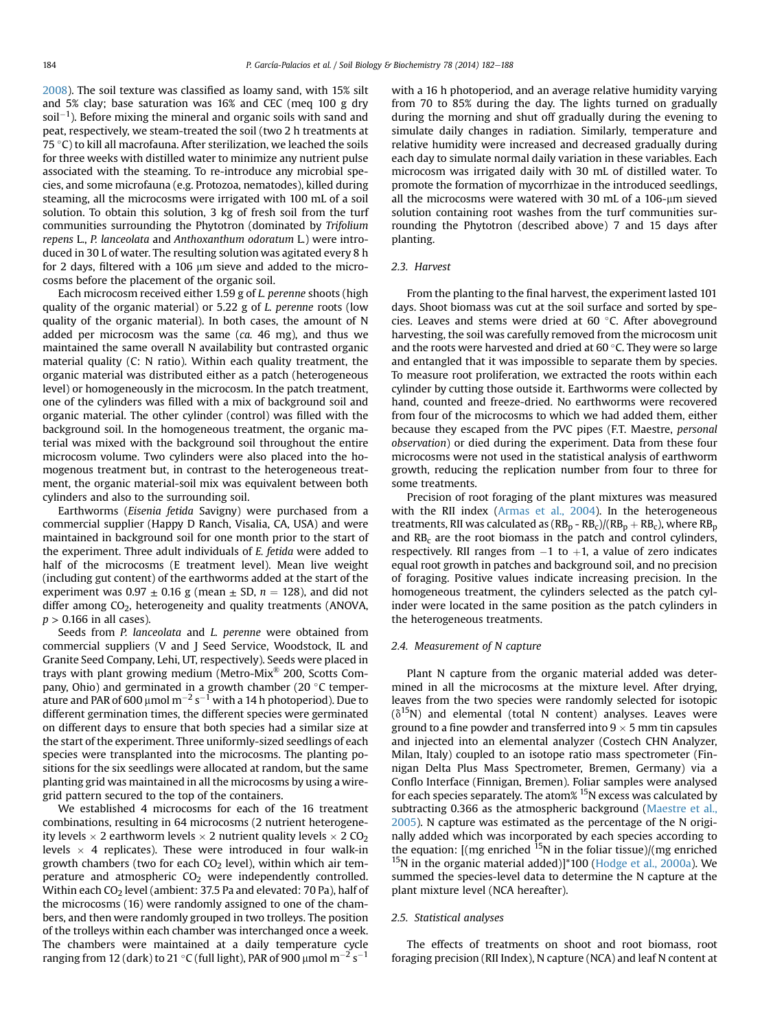2008). The soil texture was classified as loamy sand, with 15% silt and 5% clay; base saturation was 16% and CEC (meq 100 g dry soil$^{-1}$). Before mixing the mineral and organic soils with sand and peat, respectively, we steam-treated the soil (two 2 h treatments at 75 °C) to kill all macrofauna. After sterilization, we leached the soils for three weeks with distilled water to minimize any nutrient pulse associated with the steaming. To re-introduce any microbial species, and some microfauna (e.g. Protozoa, nematodes), killed during steaming, all the microcosms were irrigated with 100 mL of a soil solution. To obtain this solution, 3 kg of fresh soil from the turf communities surrounding the Phytotron (dominated by *Trifolium repens* L., *P. lanceolata* and *Anthoxanthum odoratum* L.) were introduced in 30 L of water. The resulting solution was agitated every 8 h for 2 days, filtered with a 106 μm sieve and added to the microcosms before the placement of the organic soil.

Each microcosm received either 1.59 g of *L. perenne* shoots (high quality of the organic material) or 5.22 g of *L. perenne* roots (low quality of the organic material). In both cases, the amount of N added per microcosm was the same (*ca.* 46 mg), and thus we maintained the same overall N availability but contrasted organic material quality (C: N ratio). Within each quality treatment, the organic material was distributed either as a patch (heterogeneous level) or homogeneously in the microcosm. In the patch treatment, one of the cylinders was filled with a mix of background soil and organic material. The other cylinder (control) was filled with the background soil. In the homogeneous treatment, the organic material was mixed with the background soil throughout the entire microcosm volume. Two cylinders were also placed into the homogenous treatment but, in contrast to the heterogeneous treatment, the organic material-soil mix was equivalent between both cylinders and also to the surrounding soil.

Earthworms (*Eisenia fetida* Savigny) were purchased from a commercial supplier (Happy D Ranch, Visalia, CA, USA) and were maintained in background soil for one month prior to the start of the experiment. Three adult individuals of *E. fetida* were added to half of the microcosms (E treatment level). Mean live weight (including gut content) of the earthworms added at the start of the experiment was 0.97 ± 0.16 g (mean ± SD, $n = 128$), and did not differ among $CO_2$, heterogeneity and quality treatments (ANOVA, $p > 0.166$ in all cases).

Seeds from *P. lanceolata* and *L. perenne* were obtained from commercial suppliers (V and J Seed Service, Woodstock, IL and Granite Seed Company, Lehi, UT, respectively). Seeds were placed in trays with plant growing medium (Metro-Mix® 200, Scotts Company, Ohio) and germinated in a growth chamber (20 °C temperature and PAR of 600 μmol m$^{-2}$ s$^{-1}$ with a 14 h photoperiod). Due to different germination times, the different species were germinated on different days to ensure that both species had a similar size at the start of the experiment. Three uniformly-sized seedlings of each species were transplanted into the microcosms. The planting positions for the six seedlings were allocated at random, but the same planting grid was maintained in all the microcosms by using a wire-grid pattern secured to the top of the containers.

We established 4 microcosms for each of the 16 treatment combinations, resulting in 64 microcosms (2 nutrient heterogeneity levels × 2 earthworm levels × 2 nutrient quality levels × 2 $CO_2$ levels × 4 replicates). These were introduced in four walk-in growth chambers (two for each $CO_2$ level), within which air temperature and atmospheric $CO_2$ were independently controlled. Within each $CO_2$ level (ambient: 37.5 Pa and elevated: 70 Pa), half of the microcosms (16) were randomly assigned to one of the chambers, and then were randomly grouped in two trolleys. The position of the trolleys within each chamber was interchanged once a week. The chambers were maintained at a daily temperature cycle ranging from 12 (dark) to 21 °C (full light), PAR of 900 μmol m$^{-2}$ s$^{-1}$ with a 16 h photoperiod, and an average relative humidity varying from 70 to 85% during the day. The lights turned on gradually during the morning and shut off gradually during the evening to simulate daily changes in radiation. Similarly, temperature and relative humidity were increased and decreased gradually during each day to simulate normal daily variation in these variables. Each microcosm was irrigated daily with 30 mL of distilled water. To promote the formation of mycorrhizae in the introduced seedlings, all the microcosms were watered with 30 mL of a 106-μm sieved solution containing root washes from the turf communities surrounding the Phytotron (described above) 7 and 15 days after planting.

### 2.3. Harvest

From the planting to the final harvest, the experiment lasted 101 days. Shoot biomass was cut at the soil surface and sorted by species. Leaves and stems were dried at 60 °C. After aboveground harvesting, the soil was carefully removed from the microcosm unit and the roots were harvested and dried at 60 °C. They were so large and entangled that it was impossible to separate them by species. To measure root proliferation, we extracted the roots within each cylinder by cutting those outside it. Earthworms were collected by hand, counted and freeze-dried. No earthworms were recovered from four of the microcosms to which we had added them, either because they escaped from the PVC pipes (F.T. Maestre, *personal observation*) or died during the experiment. Data from these four microcosms were not used in the statistical analysis of earthworm growth, reducing the replication number from four to three for some treatments.

Precision of root foraging of the plant mixtures was measured with the RII index (Armas et al., 2004). In the heterogeneous treatments, RII was calculated as $(RB_p - RB_c)/(RB_p + RB_c)$, where $RB_p$ and $RB_c$ are the root biomass in the patch and control cylinders, respectively. RII ranges from −1 to +1, a value of zero indicates equal root growth in patches and background soil, and no precision of foraging. Positive values indicate increasing precision. In the homogeneous treatment, the cylinders selected as the patch cylinder were located in the same position as the patch cylinders in the heterogeneous treatments.

### 2.4. Measurement of N capture

Plant N capture from the organic material added was determined in all the microcosms at the mixture level. After drying, leaves from the two species were randomly selected for isotopic ($\delta^{15}N$) and elemental (total N content) analyses. Leaves were ground to a fine powder and transferred into 9 × 5 mm tin capsules and injected into an elemental analyzer (Costech CHN Analyzer, Milan, Italy) coupled to an isotope ratio mass spectrometer (Finnigan Delta Plus Mass Spectrometer, Bremen, Germany) via a Conflo Interface (Finnigan, Bremen). Foliar samples were analysed for each species separately. The atom% $^{15}N$ excess was calculated by subtracting 0.366 as the atmospheric background (Maestre et al., 2005). N capture was estimated as the percentage of the N originally added which was incorporated by each species according to the equation: [(mg enriched $^{15}N$ in the foliar tissue)/(mg enriched $^{15}N$ in the organic material added)]*100 (Hodge et al., 2000a). We summed the species-level data to determine the N capture at the plant mixture level (NCA hereafter).

### 2.5. Statistical analyses

The effects of treatments on shoot and root biomass, root foraging precision (RII Index), N capture (NCA) and leaf N content at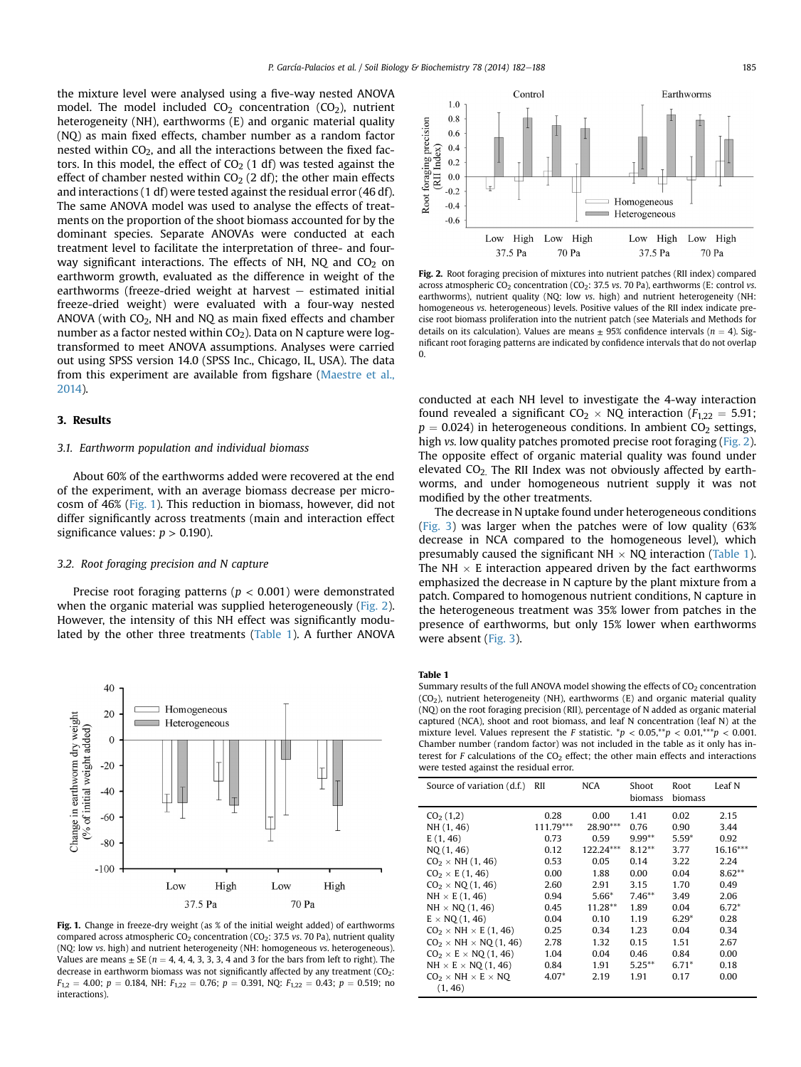the mixture level were analysed using a five-way nested ANOVA model. The model included $CO_2$ concentration ($CO_2$), nutrient heterogeneity (NH), earthworms (E) and organic material quality (NQ) as main fixed effects, chamber number as a random factor nested within $CO_2$, and all the interactions between the fixed factors. In this model, the effect of $CO_2$ (1 df) was tested against the effect of chamber nested within $CO_2$ (2 df); the other main effects and interactions (1 df) were tested against the residual error (46 df). The same ANOVA model was used to analyse the effects of treatments on the proportion of the shoot biomass accounted for by the dominant species. Separate ANOVAs were conducted at each treatment level to facilitate the interpretation of three- and four-way significant interactions. The effects of NH, NQ and $CO_2$ on earthworm growth, evaluated as the difference in weight of the earthworms (freeze-dried weight at harvest − estimated initial freeze-dried weight) were evaluated with a four-way nested ANOVA (with $CO_2$, NH and NQ as main fixed effects and chamber number as a factor nested within $CO_2$). Data on N capture were log-transformed to meet ANOVA assumptions. Analyses were carried out using SPSS version 14.0 (SPSS Inc., Chicago, IL, USA). The data from this experiment are available from figshare (Maestre et al., 2014).

## 3. Results

### 3.1. Earthworm population and individual biomass

About 60% of the earthworms added were recovered at the end of the experiment, with an average biomass decrease per microcosm of 46% (Fig. 1). This reduction in biomass, however, did not differ significantly across treatments (main and interaction effect significance values: $p > 0.190$).

### 3.2. Root foraging precision and N capture

Precise root foraging patterns ($p < 0.001$) were demonstrated when the organic material was supplied heterogeneously (Fig. 2). However, the intensity of this NH effect was significantly modulated by the other three treatments (Table 1). A further ANOVA conducted at each NH level to investigate the 4-way interaction found revealed a significant $CO_2 \times$ NQ interaction ($F_{1,22} = 5.91$; $p = 0.024$) in heterogeneous conditions. In ambient $CO_2$ settings, high *vs.* low quality patches promoted precise root foraging (Fig. 2). The opposite effect of organic material quality was found under elevated $CO_2$. The RII Index was not obviously affected by earthworms, and under homogeneous nutrient supply it was not modified by the other treatments.

The decrease in N uptake found under heterogeneous conditions (Fig. 3) was larger when the patches were of low quality (63% decrease in NCA compared to the homogeneous level), which presumably caused the significant NH × NQ interaction (Table 1). The NH × E interaction appeared driven by the fact earthworms emphasized the decrease in N capture by the plant mixture from a patch. Compared to homogenous nutrient conditions, N capture in the heterogeneous treatment was 35% lower from patches in the presence of earthworms, but only 15% lower when earthworms were absent (Fig. 3).

**Fig. 2.** Root foraging precision of mixtures into nutrient patches (RII index) compared across atmospheric $CO_2$ concentration ($CO_2$: 37.5 *vs.* 70 Pa), earthworms (E: control *vs.* earthworms), nutrient quality (NQ: low *vs.* high) and nutrient heterogeneity (NH: homogeneous *vs.* heterogeneous) levels. Positive values of the RII index indicate precise root biomass proliferation into the nutrient patch (see Materials and Methods for details on its calculation). Values are means ± 95% confidence intervals ($n = 4$). Significant root foraging patterns are indicated by confidence intervals that do not overlap 0.

**Fig. 1.** Change in freeze-dry weight (as % of the initial weight added) of earthworms compared across atmospheric $CO_2$ concentration ($CO_2$: 37.5 *vs.* 70 Pa), nutrient quality (NQ: low *vs.* high) and nutrient heterogeneity (NH: homogeneous *vs.* heterogeneous). Values are means ± SE ($n$ = 4, 4, 4, 3, 3, 3, 4 and 3 for the bars from left to right). The decrease in earthworm biomass was not significantly affected by any treatment ($CO_2$: $F_{1,2} = 4.00$; $p = 0.184$, NH: $F_{1,22} = 0.76$; $p = 0.391$, NQ: $F_{1,22} = 0.43$; $p = 0.519$; no interactions).

**Table 1**
Summary results of the full ANOVA model showing the effects of $CO_2$ concentration ($CO_2$), nutrient heterogeneity (NH), earthworms (E) and organic material quality (NQ) on the root foraging precision (RII), percentage of N added as organic material captured (NCA), shoot and root biomass, and leaf N concentration (leaf N) at the mixture level. Values represent the $F$ statistic. $^*p < 0.05$, $^{**}p < 0.01$, $^{***}p < 0.001$. Chamber number (random factor) was not included in the table as it only has interest for $F$ calculations of the $CO_2$ effect; the other main effects and interactions were tested against the residual error.

| Source of variation (d.f.) | RII | NCA | Shoot biomass | Root biomass | Leaf N |
|---|---|---|---|---|---|
| $CO_2$ (1,2) | 0.28 | 0.00 | 1.41 | 0.02 | 2.15 |
| NH (1, 46) | 111.79*** | 28.90*** | 0.76 | 0.90 | 3.44 |
| E (1, 46) | 0.73 | 0.59 | 9.99** | 5.59* | 0.92 |
| NQ (1, 46) | 0.12 | 122.24*** | 8.12** | 3.77 | 16.16*** |
| $CO_2$ × NH (1, 46) | 0.53 | 0.05 | 0.14 | 3.22 | 2.24 |
| $CO_2$ × E (1, 46) | 0.00 | 1.88 | 0.00 | 0.04 | 8.62** |
| $CO_2$ × NQ (1, 46) | 2.60 | 2.91 | 3.15 | 1.70 | 0.49 |
| NH × E (1, 46) | 0.94 | 5.66* | 7.46** | 3.49 | 2.06 |
| NH × NQ (1, 46) | 0.45 | 11.28** | 1.89 | 0.04 | 6.72* |
| E × NQ (1, 46) | 0.04 | 0.10 | 1.19 | 6.29* | 0.28 |
| $CO_2$ × NH × E (1, 46) | 0.25 | 0.34 | 1.23 | 0.04 | 0.34 |
| $CO_2$ × NH × NQ (1, 46) | 2.78 | 1.32 | 0.15 | 1.51 | 2.67 |
| $CO_2$ × E × NQ (1, 46) | 1.04 | 0.04 | 0.46 | 0.84 | 0.00 |
| NH × E × NQ (1, 46) | 0.84 | 1.91 | 5.25** | 6.71* | 0.18 |
| $CO_2$ × NH × E × NQ (1, 46) | 4.07* | 2.19 | 1.91 | 0.17 | 0.00 |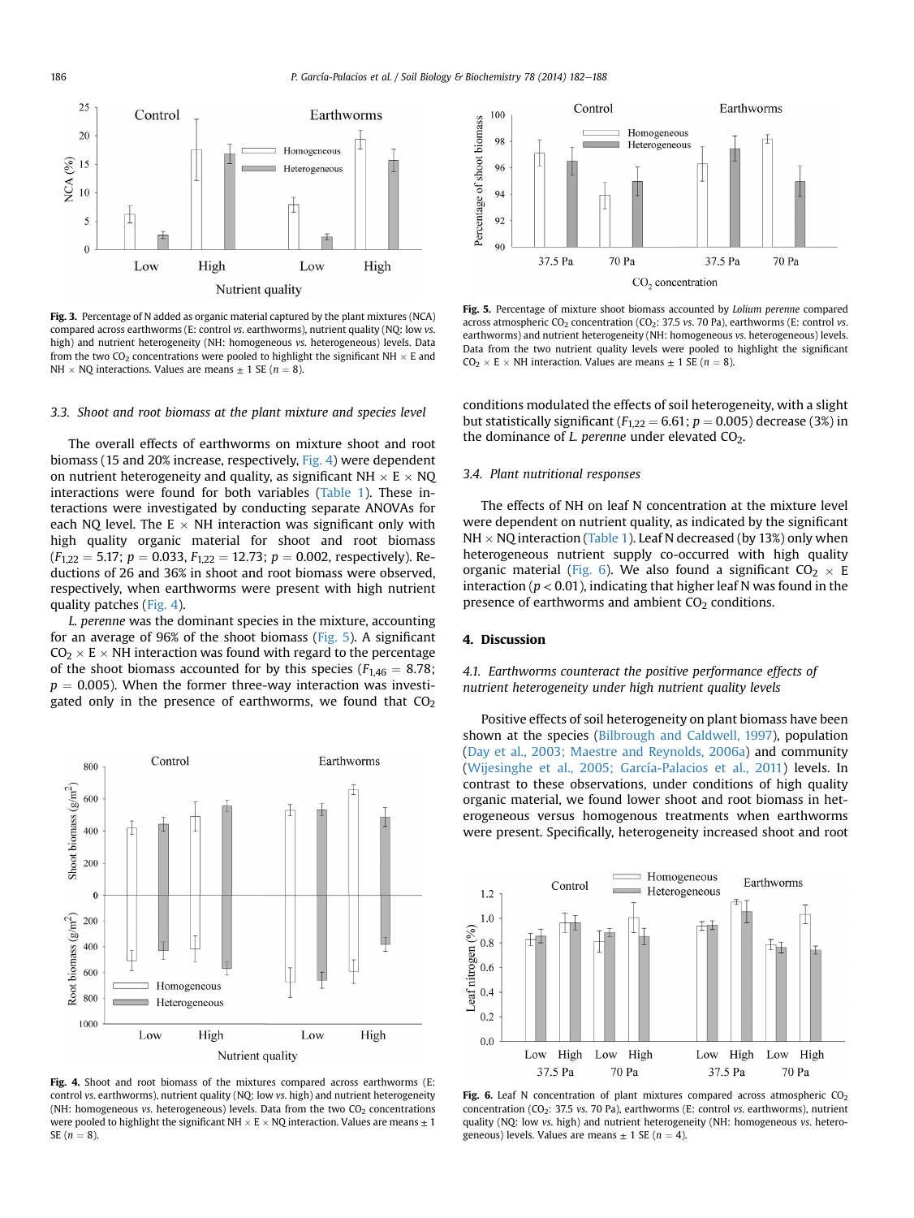Fig. 3. Percentage of N added as organic material captured by the plant mixtures (NCA) compared across earthworms (E: control *vs.* earthworms), nutrient quality (NQ: low *vs.* high) and nutrient heterogeneity (NH: homogeneous *vs.* heterogeneous) levels. Data from the two $CO_2$ concentrations were pooled to highlight the significant NH × E and NH × NQ interactions. Values are means ± 1 SE ($n = 8$).

### 3.3. Shoot and root biomass at the plant mixture and species level

The overall effects of earthworms on mixture shoot and root biomass (15 and 20% increase, respectively, Fig. 4) were dependent on nutrient heterogeneity and quality, as significant NH × E × NQ interactions were found for both variables (Table 1). These interactions were investigated by conducting separate ANOVAs for each NQ level. The E × NH interaction was significant only with high quality organic material for shoot and root biomass ($F_{1,22} = 5.17$; $p = 0.033$, $F_{1,22} = 12.73$; $p = 0.002$, respectively). Reductions of 26 and 36% in shoot and root biomass were observed, respectively, when earthworms were present with high nutrient quality patches (Fig. 4).

*L. perenne* was the dominant species in the mixture, accounting for an average of 96% of the shoot biomass (Fig. 5). A significant $CO_2$ × E × NH interaction was found with regard to the percentage of the shoot biomass accounted for by this species ($F_{1,46} = 8.78$; $p = 0.005$). When the former three-way interaction was investigated only in the presence of earthworms, we found that $CO_2$ conditions modulated the effects of soil heterogeneity, with a slight but statistically significant ($F_{1,22} = 6.61$; $p = 0.005$) decrease (3%) in the dominance of *L. perenne* under elevated $CO_2$.

Fig. 4. Shoot and root biomass of the mixtures compared across earthworms (E: control *vs.* earthworms), nutrient quality (NQ: low *vs.* high) and nutrient heterogeneity (NH: homogeneous *vs.* heterogeneous) levels. Data from the two $CO_2$ concentrations were pooled to highlight the significant NH × E × NQ interaction. Values are means ± 1 SE ($n = 8$).

Fig. 5. Percentage of mixture shoot biomass accounted by *Lolium perenne* compared across atmospheric $CO_2$ concentration ($CO_2$: 37.5 *vs.* 70 Pa), earthworms (E: control *vs.* earthworms) and nutrient heterogeneity (NH: homogeneous *vs.* heterogeneous) levels. Data from the two nutrient quality levels were pooled to highlight the significant $CO_2$ × E × NH interaction. Values are means ± 1 SE ($n = 8$).

### 3.4. Plant nutritional responses

The effects of NH on leaf N concentration at the mixture level were dependent on nutrient quality, as indicated by the significant NH × NQ interaction (Table 1). Leaf N decreased (by 13%) only when heterogeneous nutrient supply co-occurred with high quality organic material (Fig. 6). We also found a significant $CO_2$ × E interaction ($p < 0.01$), indicating that higher leaf N was found in the presence of earthworms and ambient $CO_2$ conditions.

## 4. Discussion

### 4.1. Earthworms counteract the positive performance effects of nutrient heterogeneity under high nutrient quality levels

Positive effects of soil heterogeneity on plant biomass have been shown at the species (Bilbrough and Caldwell, 1997), population (Day et al., 2003; Maestre and Reynolds, 2006a) and community (Wijesinghe et al., 2005; García-Palacios et al., 2011) levels. In contrast to these observations, under conditions of high quality organic material, we found lower shoot and root biomass in heterogeneous versus homogenous treatments when earthworms were present. Specifically, heterogeneity increased shoot and root

Fig. 6. Leaf N concentration of plant mixtures compared across atmospheric $CO_2$ concentration ($CO_2$: 37.5 *vs.* 70 Pa), earthworms (E: control *vs.* earthworms), nutrient quality (NQ: low *vs.* high) and nutrient heterogeneity (NH: homogeneous *vs.* heterogeneous) levels. Values are means ± 1 SE ($n = 4$).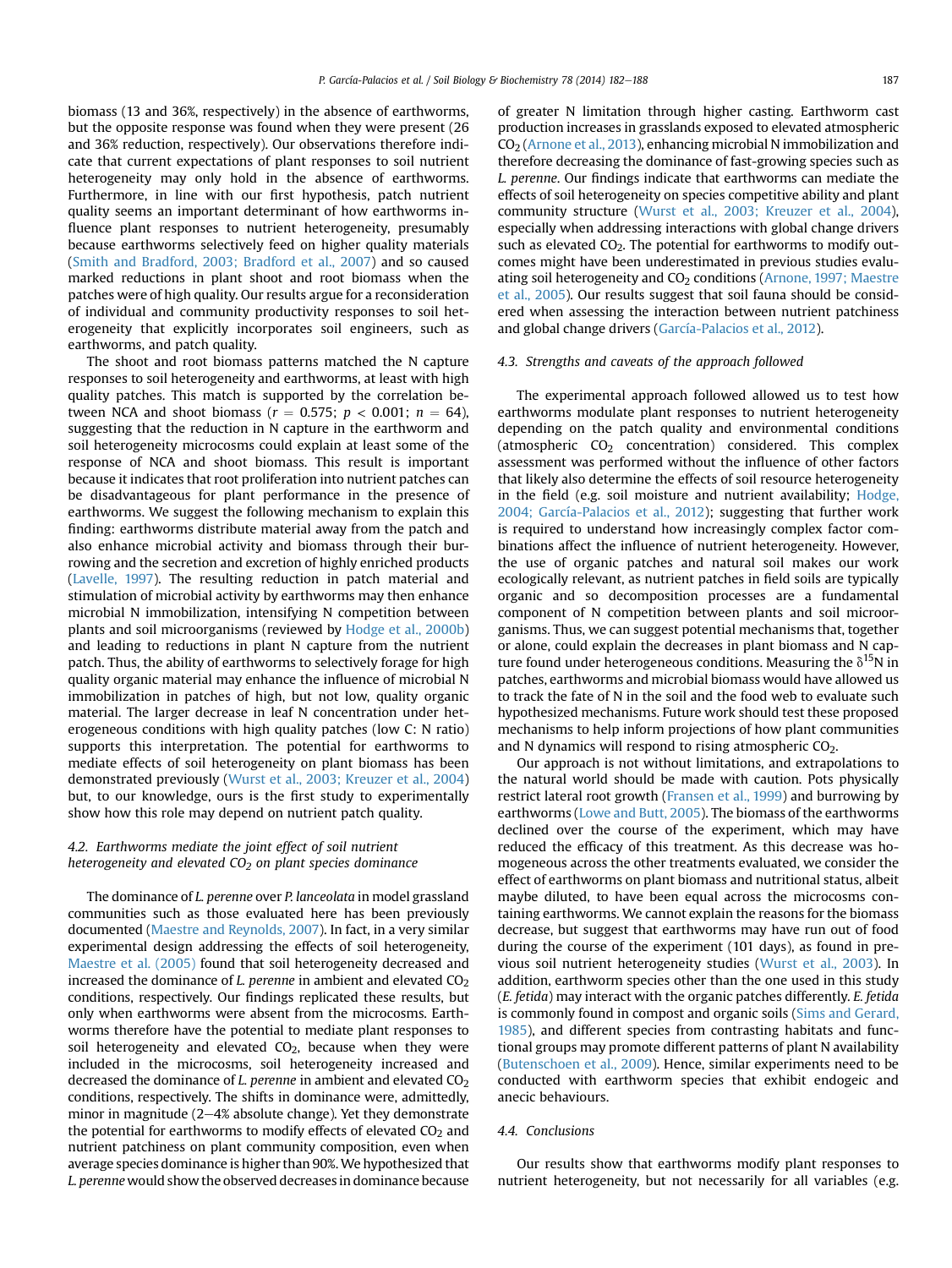biomass (13 and 36%, respectively) in the absence of earthworms, but the opposite response was found when they were present (26 and 36% reduction, respectively). Our observations therefore indicate that current expectations of plant responses to soil nutrient heterogeneity may only hold in the absence of earthworms. Furthermore, in line with our first hypothesis, patch nutrient quality seems an important determinant of how earthworms influence plant responses to nutrient heterogeneity, presumably because earthworms selectively feed on higher quality materials (Smith and Bradford, 2003; Bradford et al., 2007) and so caused marked reductions in plant shoot and root biomass when the patches were of high quality. Our results argue for a reconsideration of individual and community productivity responses to soil heterogeneity that explicitly incorporates soil engineers, such as earthworms, and patch quality.

The shoot and root biomass patterns matched the N capture responses to soil heterogeneity and earthworms, at least with high quality patches. This match is supported by the correlation between NCA and shoot biomass ($r = 0.575$; $p < 0.001$; $n = 64$), suggesting that the reduction in N capture in the earthworm and soil heterogeneity microcosms could explain at least some of the response of NCA and shoot biomass. This result is important because it indicates that root proliferation into nutrient patches can be disadvantageous for plant performance in the presence of earthworms. We suggest the following mechanism to explain this finding: earthworms distribute material away from the patch and also enhance microbial activity and biomass through their burrowing and the secretion and excretion of highly enriched products (Lavelle, 1997). The resulting reduction in patch material and stimulation of microbial activity by earthworms may then enhance microbial N immobilization, intensifying N competition between plants and soil microorganisms (reviewed by Hodge et al., 2000b) and leading to reductions in plant N capture from the nutrient patch. Thus, the ability of earthworms to selectively forage for high quality organic material may enhance the influence of microbial N immobilization in patches of high, but not low, quality organic material. The larger decrease in leaf N concentration under heterogeneous conditions with high quality patches (low C: N ratio) supports this interpretation. The potential for earthworms to mediate effects of soil heterogeneity on plant biomass has been demonstrated previously (Wurst et al., 2003; Kreuzer et al., 2004) but, to our knowledge, ours is the first study to experimentally show how this role may depend on nutrient patch quality.

### 4.2. Earthworms mediate the joint effect of soil nutrient heterogeneity and elevated $CO_2$ on plant species dominance

The dominance of *L. perenne* over *P. lanceolata* in model grassland communities such as those evaluated here has been previously documented (Maestre and Reynolds, 2007). In fact, in a very similar experimental design addressing the effects of soil heterogeneity, Maestre et al. (2005) found that soil heterogeneity decreased and increased the dominance of *L. perenne* in ambient and elevated $CO_2$ conditions, respectively. Our findings replicated these results, but only when earthworms were absent from the microcosms. Earthworms therefore have the potential to mediate plant responses to soil heterogeneity and elevated $CO_2$, because when they were included in the microcosms, soil heterogeneity increased and decreased the dominance of *L. perenne* in ambient and elevated $CO_2$ conditions, respectively. The shifts in dominance were, admittedly, minor in magnitude (2–4% absolute change). Yet they demonstrate the potential for earthworms to modify effects of elevated $CO_2$ and nutrient patchiness on plant community composition, even when average species dominance is higher than 90%. We hypothesized that *L. perenne* would show the observed decreases in dominance because of greater N limitation through higher casting. Earthworm cast production increases in grasslands exposed to elevated atmospheric $CO_2$ (Arnone et al., 2013), enhancing microbial N immobilization and therefore decreasing the dominance of fast-growing species such as *L. perenne*. Our findings indicate that earthworms can mediate the effects of soil heterogeneity on species competitive ability and plant community structure (Wurst et al., 2003; Kreuzer et al., 2004), especially when addressing interactions with global change drivers such as elevated $CO_2$. The potential for earthworms to modify outcomes might have been underestimated in previous studies evaluating soil heterogeneity and $CO_2$ conditions (Arnone, 1997; Maestre et al., 2005). Our results suggest that soil fauna should be considered when assessing the interaction between nutrient patchiness and global change drivers (García-Palacios et al., 2012).

### 4.3. Strengths and caveats of the approach followed

The experimental approach followed allowed us to test how earthworms modulate plant responses to nutrient heterogeneity depending on the patch quality and environmental conditions (atmospheric $CO_2$ concentration) considered. This complex assessment was performed without the influence of other factors that likely also determine the effects of soil resource heterogeneity in the field (e.g. soil moisture and nutrient availability; Hodge, 2004; García-Palacios et al., 2012); suggesting that further work is required to understand how increasingly complex factor combinations affect the influence of nutrient heterogeneity. However, the use of organic patches and natural soil makes our work ecologically relevant, as nutrient patches in field soils are typically organic and so decomposition processes are a fundamental component of N competition between plants and soil microorganisms. Thus, we can suggest potential mechanisms that, together or alone, could explain the decreases in plant biomass and N capture found under heterogeneous conditions. Measuring the $\delta^{15}N$ in patches, earthworms and microbial biomass would have allowed us to track the fate of N in the soil and the food web to evaluate such hypothesized mechanisms. Future work should test these proposed mechanisms to help inform projections of how plant communities and N dynamics will respond to rising atmospheric $CO_2$.

Our approach is not without limitations, and extrapolations to the natural world should be made with caution. Pots physically restrict lateral root growth (Fransen et al., 1999) and burrowing by earthworms (Lowe and Butt, 2005). The biomass of the earthworms declined over the course of the experiment, which may have reduced the efficacy of this treatment. As this decrease was homogeneous across the other treatments evaluated, we consider the effect of earthworms on plant biomass and nutritional status, albeit maybe diluted, to have been equal across the microcosms containing earthworms. We cannot explain the reasons for the biomass decrease, but suggest that earthworms may have run out of food during the course of the experiment (101 days), as found in previous soil nutrient heterogeneity studies (Wurst et al., 2003). In addition, earthworm species other than the one used in this study (*E. fetida*) may interact with the organic patches differently. *E. fetida* is commonly found in compost and organic soils (Sims and Gerard, 1985), and different species from contrasting habitats and functional groups may promote different patterns of plant N availability (Butenschoen et al., 2009). Hence, similar experiments need to be conducted with earthworm species that exhibit endogeic and anecic behaviours.

### 4.4. Conclusions

Our results show that earthworms modify plant responses to nutrient heterogeneity, but not necessarily for all variables (e.g.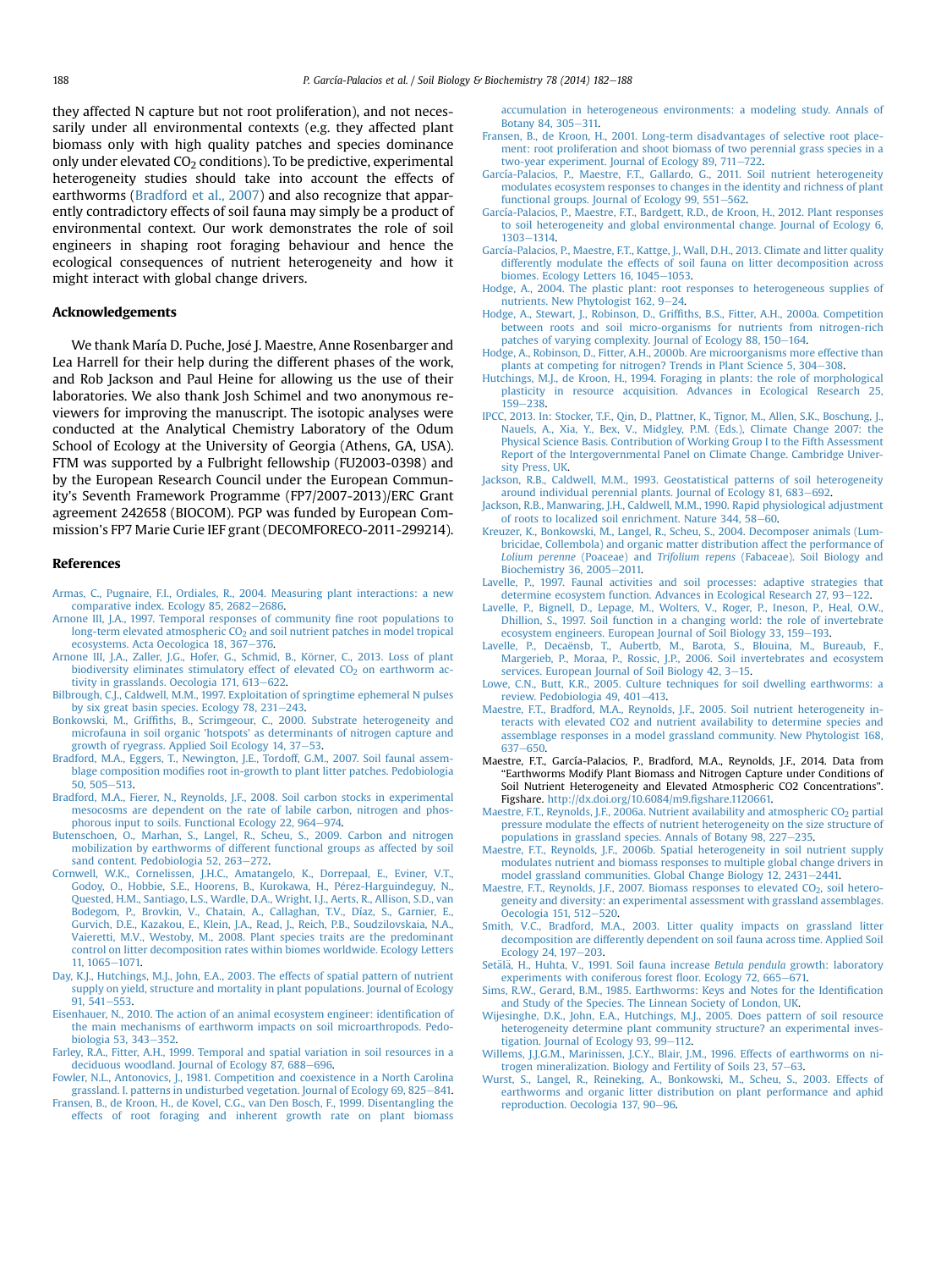they affected N capture but not root proliferation), and not necessarily under all environmental contexts (e.g. they affected plant biomass only with high quality patches and species dominance only under elevated $CO_2$ conditions). To be predictive, experimental heterogeneity studies should take into account the effects of earthworms (Bradford et al., 2007) and also recognize that apparently contradictory effects of soil fauna may simply be a product of environmental context. Our work demonstrates the role of soil engineers in shaping root foraging behaviour and hence the ecological consequences of nutrient heterogeneity and how it might interact with global change drivers.

## Acknowledgements

We thank María D. Puche, José J. Maestre, Anne Rosenbarger and Lea Harrell for their help during the different phases of the work, and Rob Jackson and Paul Heine for allowing us the use of their laboratories. We also thank Josh Schimel and two anonymous reviewers for improving the manuscript. The isotopic analyses were conducted at the Analytical Chemistry Laboratory of the Odum School of Ecology at the University of Georgia (Athens, GA, USA). FTM was supported by a Fulbright fellowship (FU2003-0398) and by the European Research Council under the European Community's Seventh Framework Programme (FP7/2007-2013)/ERC Grant agreement 242658 (BIOCOM). PGP was funded by European Commission's FP7 Marie Curie IEF grant (DECOMFORECO-2011-299214).

## References

Armas, C., Pugnaire, F.I., Ordiales, R., 2004. Measuring plant interactions: a new comparative index. Ecology 85, 2682–2686.

Arnone III, J.A., 1997. Temporal responses of community fine root populations to long-term elevated atmospheric $CO_2$ and soil nutrient patches in model tropical ecosystems. Acta Oecologica 18, 367–376.

Arnone III, J.A., Zaller, J.G., Hofer, G., Schmid, B., Körner, C., 2013. Loss of plant biodiversity eliminates stimulatory effect of elevated $CO_2$ on earthworm activity in grasslands. Oecologia 171, 613–622.

Bilbrough, C.J., Caldwell, M.M., 1997. Exploitation of springtime ephemeral N pulses by six great basin species. Ecology 78, 231–243.

Bonkowski, M., Griffiths, B., Scrimgeour, C., 2000. Substrate heterogeneity and microfauna in soil organic 'hotspots' as determinants of nitrogen capture and growth of ryegrass. Applied Soil Ecology 14, 37–53.

Bradford, M.A., Eggers, T., Newington, J.E., Tordoff, G.M., 2007. Soil faunal assemblage composition modifies root in-growth to plant litter patches. Pedobiologia 50, 505–513.

Bradford, M.A., Fierer, N., Reynolds, J.F., 2008. Soil carbon stocks in experimental mesocosms are dependent on the rate of labile carbon, nitrogen and phosphorous input to soils. Functional Ecology 22, 964–974.

Butenschoen, O., Marhan, S., Langel, R., Scheu, S., 2009. Carbon and nitrogen mobilization by earthworms of different functional groups as affected by soil sand content. Pedobiologia 52, 263–272.

Cornwell, W.K., Cornelissen, J.H.C., Amatangelo, K., Dorrepaal, E., Eviner, V.T., Godoy, O., Hobbie, S.E., Hoorens, B., Kurokawa, H., Pérez-Harguindeguy, N., Quested, H.M., Santiago, L.S., Wardle, D.A., Wright, I.J., Aerts, R., Allison, S.D., van Bodegom, P., Brovkin, V., Chatain, A., Callaghan, T.V., Díaz, S., Garnier, E., Gurvich, D.E., Kazakou, E., Klein, J.A., Read, J., Reich, P.B., Soudzilovskaia, N.A., Vaieretti, M.V., Westoby, M., 2008. Plant species traits are the predominant control on litter decomposition rates within biomes worldwide. Ecology Letters 11, 1065–1071.

Day, K.J., Hutchings, M.J., John, E.A., 2003. The effects of spatial pattern of nutrient supply on yield, structure and mortality in plant populations. Journal of Ecology 91, 541–553.

Eisenhauer, N., 2010. The action of an animal ecosystem engineer: identification of the main mechanisms of earthworm impacts on soil microarthropods. Pedobiologia 53, 343–352.

Farley, R.A., Fitter, A.H., 1999. Temporal and spatial variation in soil resources in a deciduous woodland. Journal of Ecology 87, 688–696.

Fowler, N.L., Antonovics, J., 1981. Competition and coexistence in a North Carolina grassland. I. patterns in undisturbed vegetation. Journal of Ecology 69, 825–841.

Fransen, B., de Kroon, H., de Kovel, C.G., van Den Bosch, F., 1999. Disentangling the effects of root foraging and inherent growth rate on plant biomass accumulation in heterogeneous environments: a modeling study. Annals of Botany 84, 305–311.

Fransen, B., de Kroon, H., 2001. Long-term disadvantages of selective root placement: root proliferation and shoot biomass of two perennial grass species in a two-year experiment. Journal of Ecology 89, 711–722.

García-Palacios, P., Maestre, F.T., Gallardo, G., 2011. Soil nutrient heterogeneity modulates ecosystem responses to changes in the identity and richness of plant functional groups. Journal of Ecology 99, 551–562.

García-Palacios, P., Maestre, F.T., Bardgett, R.D., de Kroon, H., 2012. Plant responses to soil heterogeneity and global environmental change. Journal of Ecology 6, 1303–1314.

García-Palacios, P., Maestre, F.T., Kattge, J., Wall, D.H., 2013. Climate and litter quality differently modulate the effects of soil fauna on litter decomposition across biomes. Ecology Letters 16, 1045–1053.

Hodge, A., 2004. The plastic plant: root responses to heterogeneous supplies of nutrients. New Phytologist 162, 9–24.

Hodge, A., Stewart, J., Robinson, D., Griffiths, B.S., Fitter, A.H., 2000a. Competition between roots and soil micro-organisms for nutrients from nitrogen-rich patches of varying complexity. Journal of Ecology 88, 150–164.

Hodge, A., Robinson, D., Fitter, A.H., 2000b. Are microorganisms more effective than plants at competing for nitrogen? Trends in Plant Science 5, 304–308.

Hutchings, M.J., de Kroon, H., 1994. Foraging in plants: the role of morphological plasticity in resource acquisition. Advances in Ecological Research 25, 159–238.

IPCC, 2013. In: Stocker, T.F., Qin, D., Plattner, K., Tignor, M., Allen, S.K., Boschung, J., Nauels, A., Xia, Y., Bex, V., Midgley, P.M. (Eds.), Climate Change 2007: the Physical Science Basis. Contribution of Working Group I to the Fifth Assessment Report of the Intergovernmental Panel on Climate Change. Cambridge University Press, UK.

Jackson, R.B., Caldwell, M.M., 1993. Geostatistical patterns of soil heterogeneity around individual perennial plants. Journal of Ecology 81, 683–692.

Jackson, R.B., Manwaring, J.H., Caldwell, M.M., 1990. Rapid physiological adjustment of roots to localized soil enrichment. Nature 344, 58–60.

Kreuzer, K., Bonkowski, M., Langel, R., Scheu, S., 2004. Decomposer animals (Lumbricidae, Collembola) and organic matter distribution affect the performance of *Lolium perenne* (Poaceae) and *Trifolium repens* (Fabaceae). Soil Biology and Biochemistry 36, 2005–2011.

Lavelle, P., 1997. Faunal activities and soil processes: adaptive strategies that determine ecosystem function. Advances in Ecological Research 27, 93–122.

Lavelle, P., Bignell, D., Lepage, M., Wolters, V., Roger, P., Ineson, P., Heal, O.W., Dhillion, S., 1997. Soil function in a changing world: the role of invertebrate ecosystem engineers. European Journal of Soil Biology 33, 159–193.

Lavelle, P., Decaënsb, T., Aubertb, M., Barota, S., Blouina, M., Bureaub, F., Margeriеb, P., Moraa, P., Rossic, J.P., 2006. Soil invertebrates and ecosystem services. European Journal of Soil Biology 42, 3–15.

Lowe, C.N., Butt, K.R., 2005. Culture techniques for soil dwelling earthworms: a review. Pedobiologia 49, 401–413.

Maestre, F.T., Bradford, M.A., Reynolds, J.F., 2005. Soil nutrient heterogeneity interacts with elevated CO2 and nutrient availability to determine species and assemblage responses in a model grassland community. New Phytologist 168, 637–650.

Maestre, F.T., García-Palacios, P., Bradford, M.A., Reynolds, J.F., 2014. Data from "Earthworms Modify Plant Biomass and Nitrogen Capture under Conditions of Soil Nutrient Heterogeneity and Elevated Atmospheric CO2 Concentrations". Figshare. http://dx.doi.org/10.6084/m9.figshare.1120661.

Maestre, F.T., Reynolds, J.F., 2006a. Nutrient availability and atmospheric $CO_2$ partial pressure modulate the effects of nutrient heterogeneity on the size structure of populations in grassland species. Annals of Botany 98, 227–235.

Maestre, F.T., Reynolds, J.F., 2006b. Spatial heterogeneity in soil nutrient supply modulates nutrient and biomass responses to multiple global change drivers in model grassland communities. Global Change Biology 12, 2431–2441.

Maestre, F.T., Reynolds, J.F., 2007. Biomass responses to elevated $CO_2$, soil heterogeneity and diversity: an experimental assessment with grassland assemblages. Oecologia 151, 512–520.

Smith, V.C., Bradford, M.A., 2003. Litter quality impacts on grassland litter decomposition are differently dependent on soil fauna across time. Applied Soil Ecology 24, 197–203.

Setälä, H., Huhta, V., 1991. Soil fauna increase *Betula pendula* growth: laboratory experiments with coniferous forest floor. Ecology 72, 665–671.

Sims, R.W., Gerard, B.M., 1985. Earthworms: Keys and Notes for the Identification and Study of the Species. The Linnean Society of London, UK.

Wijesinghe, D.K., John, E.A., Hutchings, M.J., 2005. Does pattern of soil resource heterogeneity determine plant community structure? an experimental investigation. Journal of Ecology 93, 99–112.

Willems, J.J.G.M., Marinissen, J.C.Y., Blair, J.M., 1996. Effects of earthworms on nitrogen mineralization. Biology and Fertility of Soils 23, 57–63.

Wurst, S., Langel, R., Reineking, A., Bonkowski, M., Scheu, S., 2003. Effects of earthworms and organic litter distribution on plant performance and aphid reproduction. Oecologia 137, 90–96.